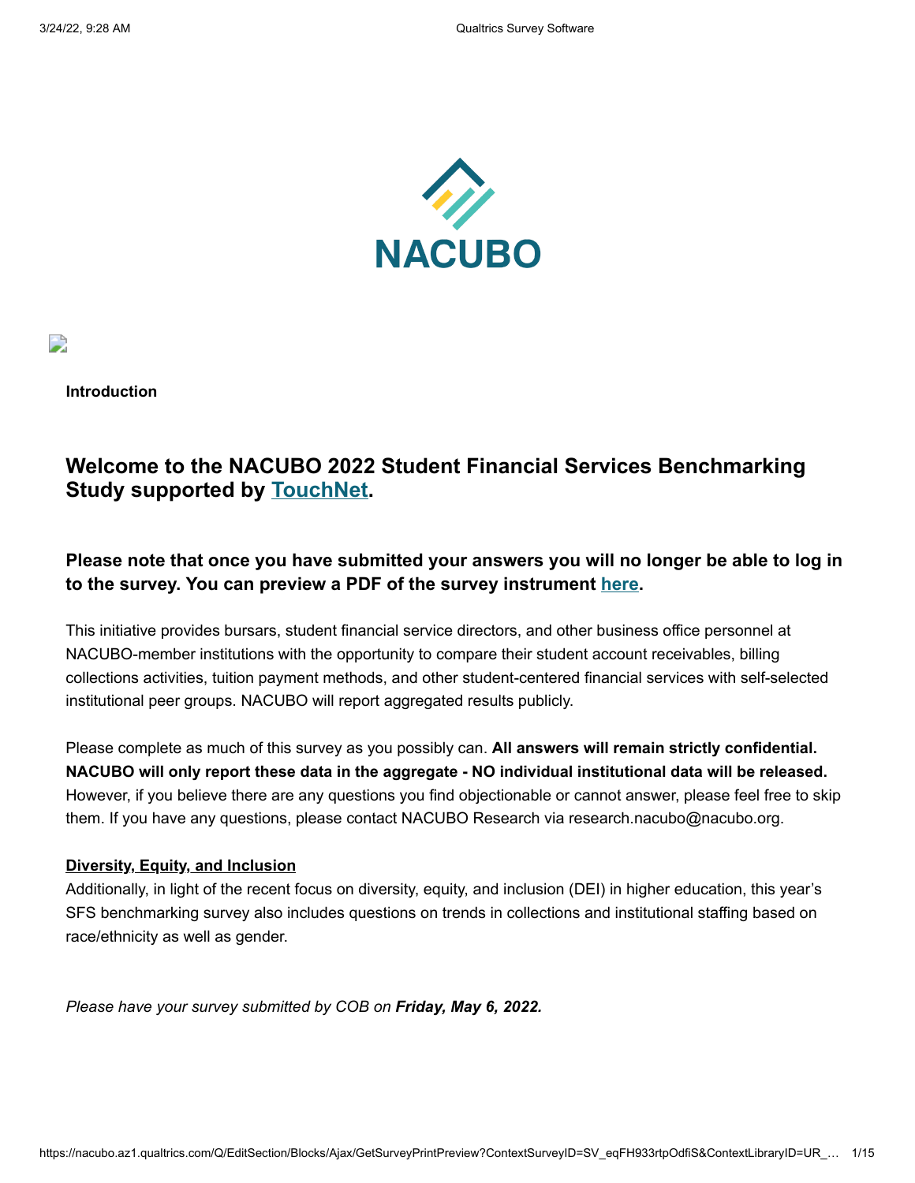NACUBO

**Introduction**

## Welcome to the NACUBO 2022 Student Financial Services Benchmarking Study supported by [TouchNet](#).

### Please note that once you have submitted your answers you will no longer be able to log in to the survey. You can preview a PDF of the survey instrument [here](#).

This initiative provides bursars, student financial service directors, and other business office personnel at NACUBO-member institutions with the opportunity to compare their student account receivables, billing collections activities, tuition payment methods, and other student-centered financial services with self-selected institutional peer groups. NACUBO will report aggregated results publicly.

Please complete as much of this survey as you possibly can. **All answers will remain strictly confidential. NACUBO will only report these data in the aggregate - NO individual institutional data will be released.** However, if you believe there are any questions you find objectionable or cannot answer, please feel free to skip them. If you have any questions, please contact NACUBO Research via research.nacubo@nacubo.org.

**Diversity, Equity, and Inclusion**

Additionally, in light of the recent focus on diversity, equity, and inclusion (DEI) in higher education, this year's SFS benchmarking survey also includes questions on trends in collections and institutional staffing based on race/ethnicity as well as gender.

*Please have your survey submitted by COB on **Friday, May 6, 2022.***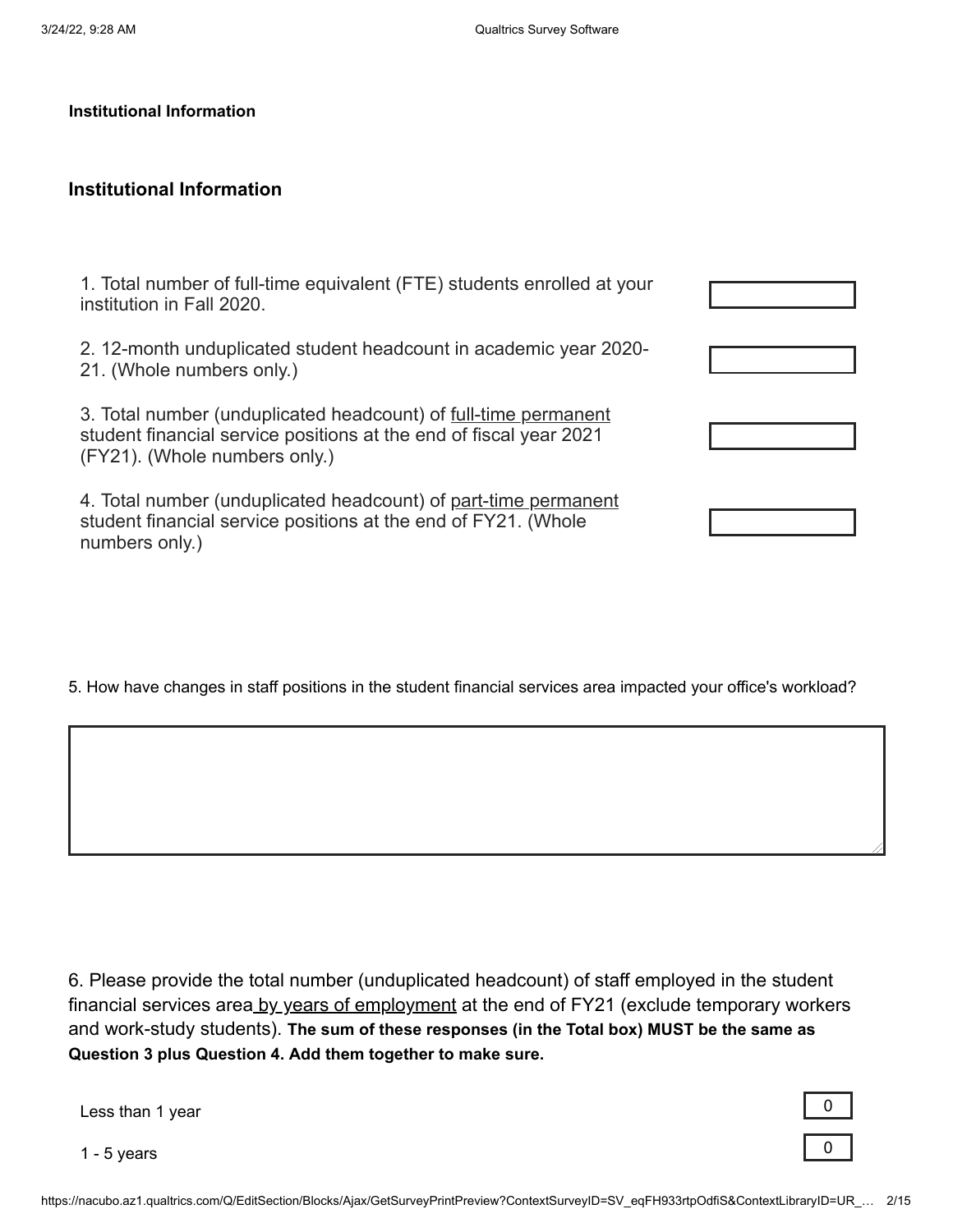**Institutional Information**

## Institutional Information

1. Total number of full-time equivalent (FTE) students enrolled at your institution in Fall 2020.

2. 12-month unduplicated student headcount in academic year 2020-21. (Whole numbers only.)

3. Total number (unduplicated headcount) of full-time permanent student financial service positions at the end of fiscal year 2021 (FY21). (Whole numbers only.)

4. Total number (unduplicated headcount) of part-time permanent student financial service positions at the end of FY21. (Whole numbers only.)

5. How have changes in staff positions in the student financial services area impacted your office's workload?

6. Please provide the total number (unduplicated headcount) of staff employed in the student financial services area by years of employment at the end of FY21 (exclude temporary workers and work-study students). **The sum of these responses (in the Total box) MUST be the same as Question 3 plus Question 4. Add them together to make sure.**

| | |
|---|---|
| Less than 1 year | 0 |
| 1 - 5 years | 0 |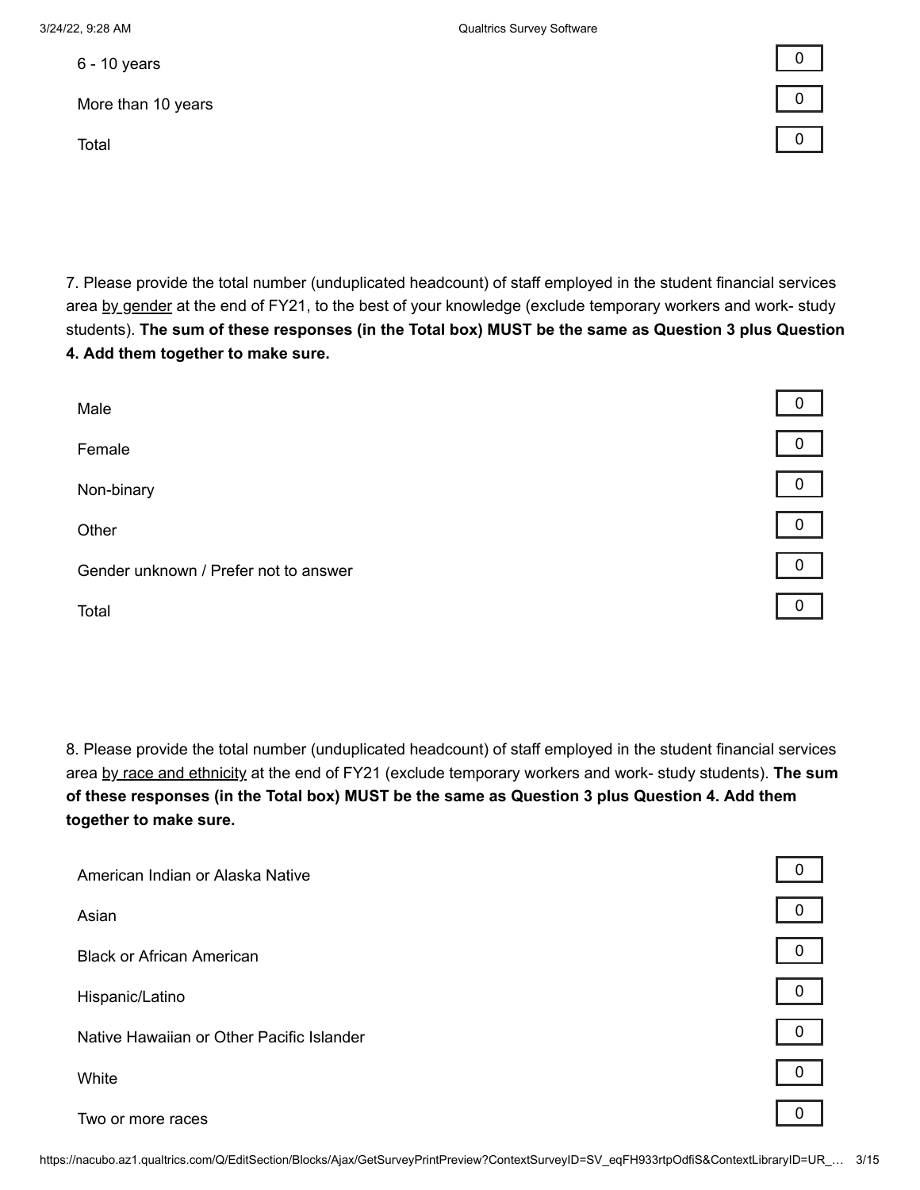| | |
|---|---|
| 6 - 10 years | 0 |
| More than 10 years | 0 |
| Total | 0 |

7. Please provide the total number (unduplicated headcount) of staff employed in the student financial services area by gender at the end of FY21, to the best of your knowledge (exclude temporary workers and work- study students). **The sum of these responses (in the Total box) MUST be the same as Question 3 plus Question 4. Add them together to make sure.**

| | |
|---|---|
| Male | 0 |
| Female | 0 |
| Non-binary | 0 |
| Other | 0 |
| Gender unknown / Prefer not to answer | 0 |
| Total | 0 |

8. Please provide the total number (unduplicated headcount) of staff employed in the student financial services area by race and ethnicity at the end of FY21 (exclude temporary workers and work- study students). **The sum of these responses (in the Total box) MUST be the same as Question 3 plus Question 4. Add them together to make sure.**

| | |
|---|---|
| American Indian or Alaska Native | 0 |
| Asian | 0 |
| Black or African American | 0 |
| Hispanic/Latino | 0 |
| Native Hawaiian or Other Pacific Islander | 0 |
| White | 0 |
| Two or more races | 0 |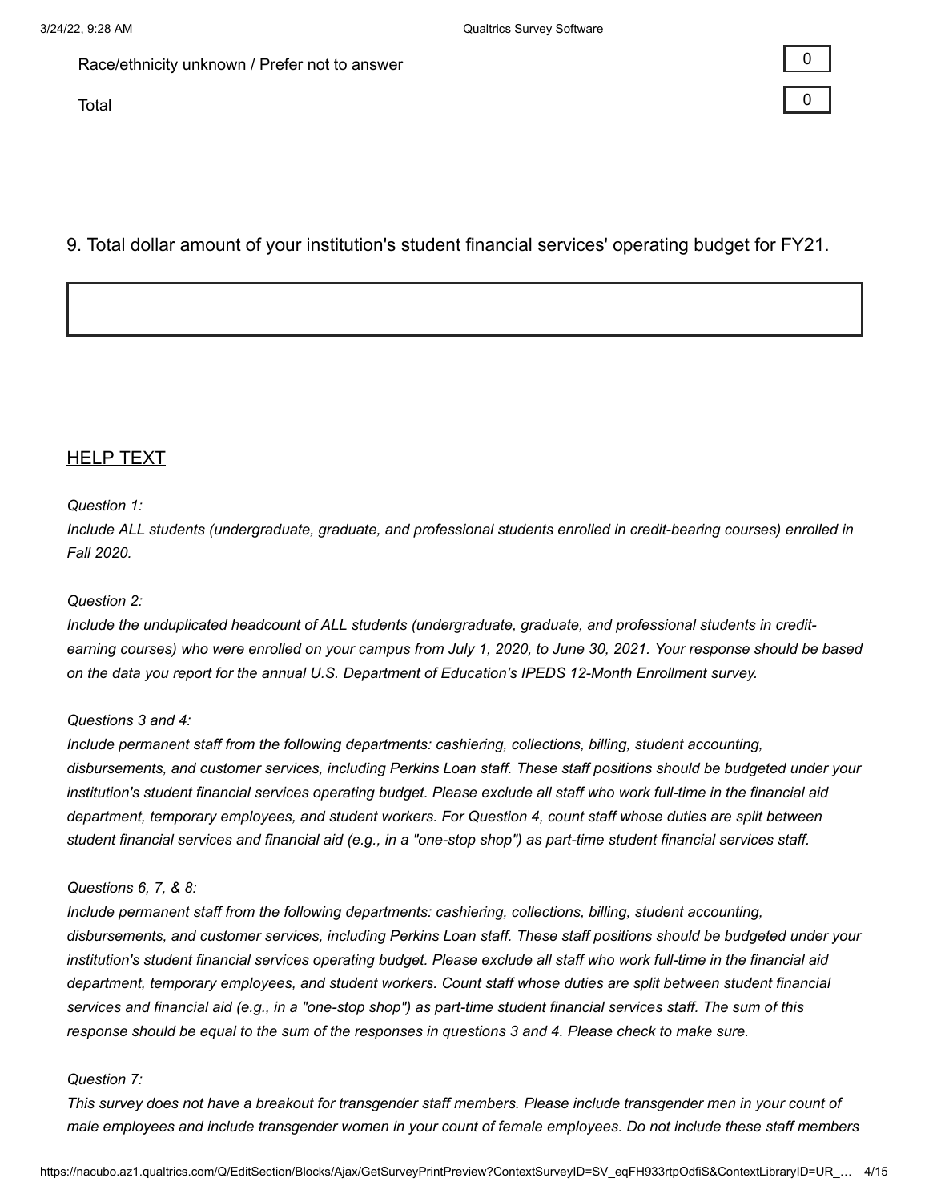| | |
|---|---|
| Race/ethnicity unknown / Prefer not to answer | 0 |
| Total | 0 |

9. Total dollar amount of your institution's student financial services' operating budget for FY21.

## HELP TEXT

*Question 1:*
*Include ALL students (undergraduate, graduate, and professional students enrolled in credit-bearing courses) enrolled in Fall 2020.*

*Question 2:*
*Include the unduplicated headcount of ALL students (undergraduate, graduate, and professional students in credit-earning courses) who were enrolled on your campus from July 1, 2020, to June 30, 2021. Your response should be based on the data you report for the annual U.S. Department of Education's IPEDS 12-Month Enrollment survey.*

*Questions 3 and 4:*
*Include permanent staff from the following departments: cashiering, collections, billing, student accounting, disbursements, and customer services, including Perkins Loan staff. These staff positions should be budgeted under your institution's student financial services operating budget. Please exclude all staff who work full-time in the financial aid department, temporary employees, and student workers. For Question 4, count staff whose duties are split between student financial services and financial aid (e.g., in a "one-stop shop") as part-time student financial services staff.*

*Questions 6, 7, & 8:*
*Include permanent staff from the following departments: cashiering, collections, billing, student accounting, disbursements, and customer services, including Perkins Loan staff. These staff positions should be budgeted under your institution's student financial services operating budget. Please exclude all staff who work full-time in the financial aid department, temporary employees, and student workers. Count staff whose duties are split between student financial services and financial aid (e.g., in a "one-stop shop") as part-time student financial services staff. The sum of this response should be equal to the sum of the responses in questions 3 and 4. Please check to make sure.*

*Question 7:*
*This survey does not have a breakout for transgender staff members. Please include transgender men in your count of male employees and include transgender women in your count of female employees. Do not include these staff members*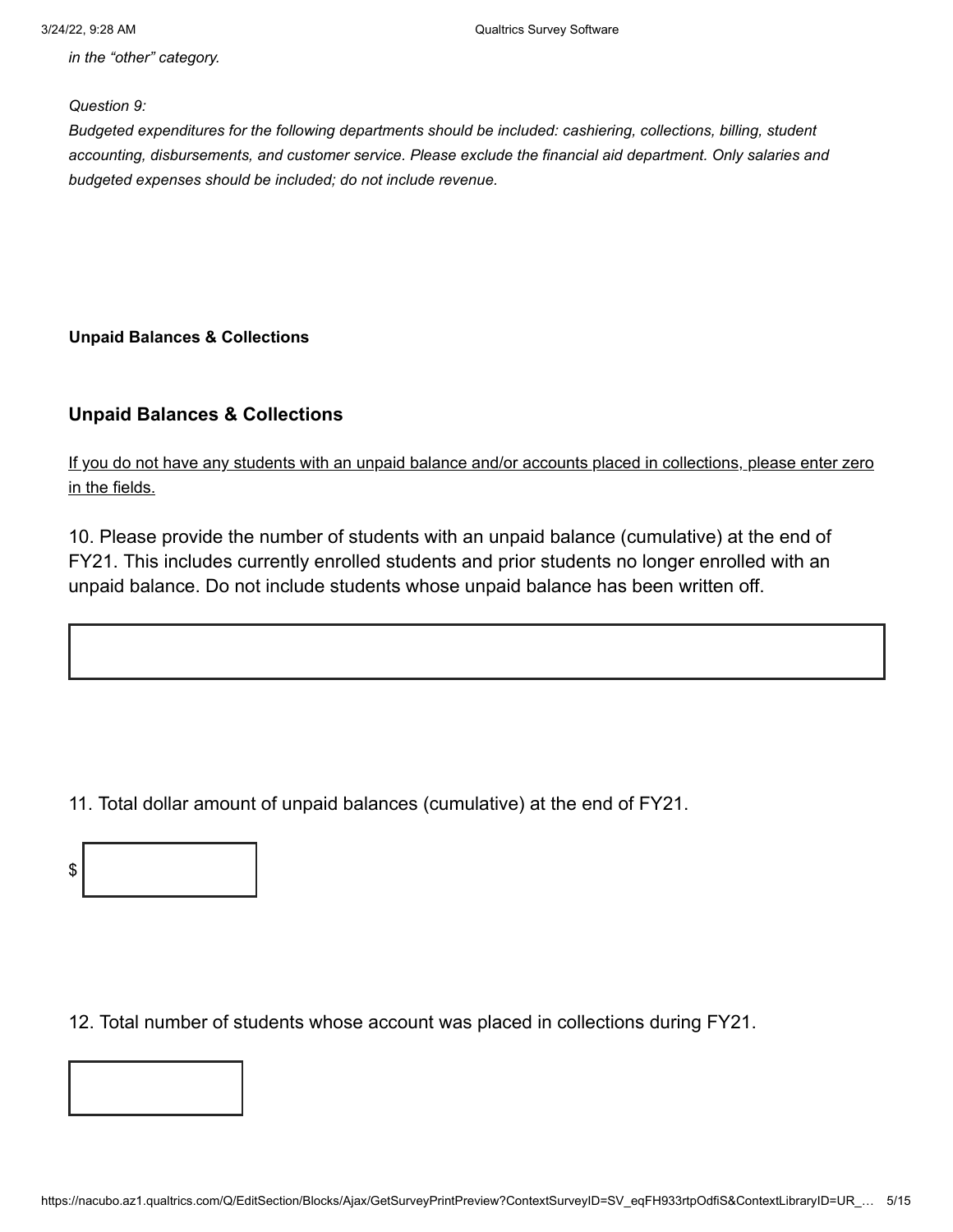*in the "other" category.*

*Question 9:*

*Budgeted expenditures for the following departments should be included: cashiering, collections, billing, student accounting, disbursements, and customer service. Please exclude the financial aid department. Only salaries and budgeted expenses should be included; do not include revenue.*

**Unpaid Balances & Collections**

### Unpaid Balances & Collections

<u>If you do not have any students with an unpaid balance and/or accounts placed in collections, please enter zero in the fields.</u>

10. Please provide the number of students with an unpaid balance (cumulative) at the end of FY21. This includes currently enrolled students and prior students no longer enrolled with an unpaid balance. Do not include students whose unpaid balance has been written off.

11. Total dollar amount of unpaid balances (cumulative) at the end of FY21.

$

12. Total number of students whose account was placed in collections during FY21.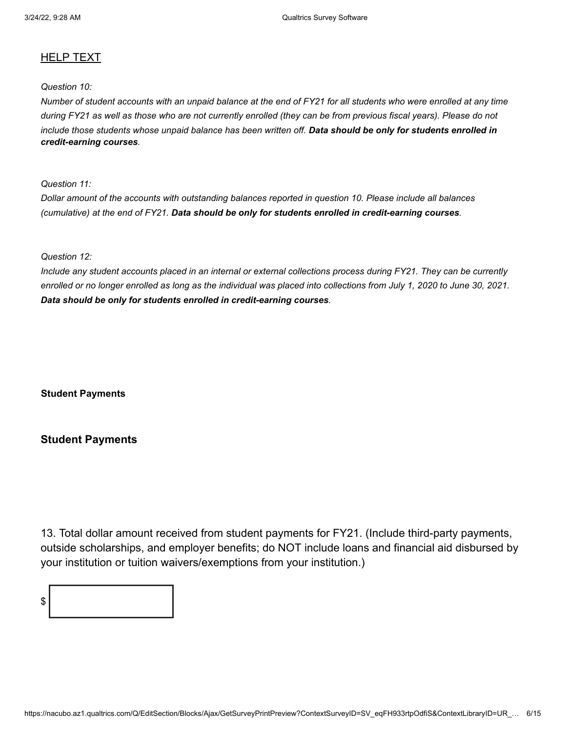## HELP TEXT

*Question 10:*

*Number of student accounts with an unpaid balance at the end of FY21 for all students who were enrolled at any time during FY21 as well as those who are not currently enrolled (they can be from previous fiscal years). Please do not include those students whose unpaid balance has been written off.* ***Data should be only for students enrolled in credit-earning courses****.*

*Question 11:*

*Dollar amount of the accounts with outstanding balances reported in question 10. Please include all balances (cumulative) at the end of FY21.* ***Data should be only for students enrolled in credit-earning courses****.*

*Question 12:*

*Include any student accounts placed in an internal or external collections process during FY21. They can be currently enrolled or no longer enrolled as long as the individual was placed into collections from July 1, 2020 to June 30, 2021.* ***Data should be only for students enrolled in credit-earning courses****.*

**Student Payments**

### Student Payments

13. Total dollar amount received from student payments for FY21. (Include third-party payments, outside scholarships, and employer benefits; do NOT include loans and financial aid disbursed by your institution or tuition waivers/exemptions from your institution.)

$ ____________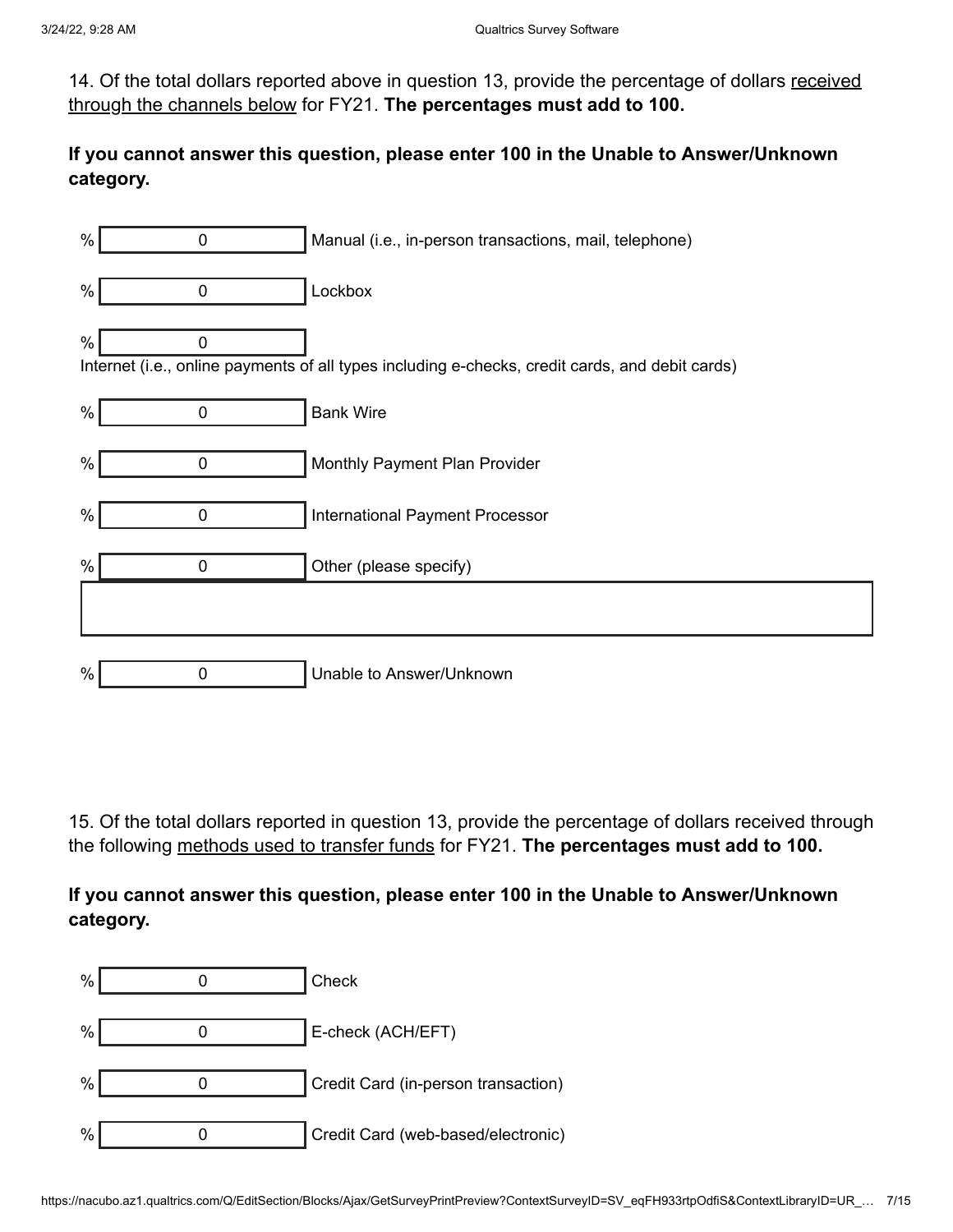14. Of the total dollars reported above in question 13, provide the percentage of dollars received through the channels below for FY21. **The percentages must add to 100.**

**If you cannot answer this question, please enter 100 in the Unable to Answer/Unknown category.**

% 0 Manual (i.e., in-person transactions, mail, telephone)

% 0 Lockbox

% 0
Internet (i.e., online payments of all types including e-checks, credit cards, and debit cards)

% 0 Bank Wire

% 0 Monthly Payment Plan Provider

% 0 International Payment Processor

% 0 Other (please specify)

% 0 Unable to Answer/Unknown

15. Of the total dollars reported in question 13, provide the percentage of dollars received through the following methods used to transfer funds for FY21. **The percentages must add to 100.**

**If you cannot answer this question, please enter 100 in the Unable to Answer/Unknown category.**

% 0 Check

% 0 E-check (ACH/EFT)

% 0 Credit Card (in-person transaction)

% 0 Credit Card (web-based/electronic)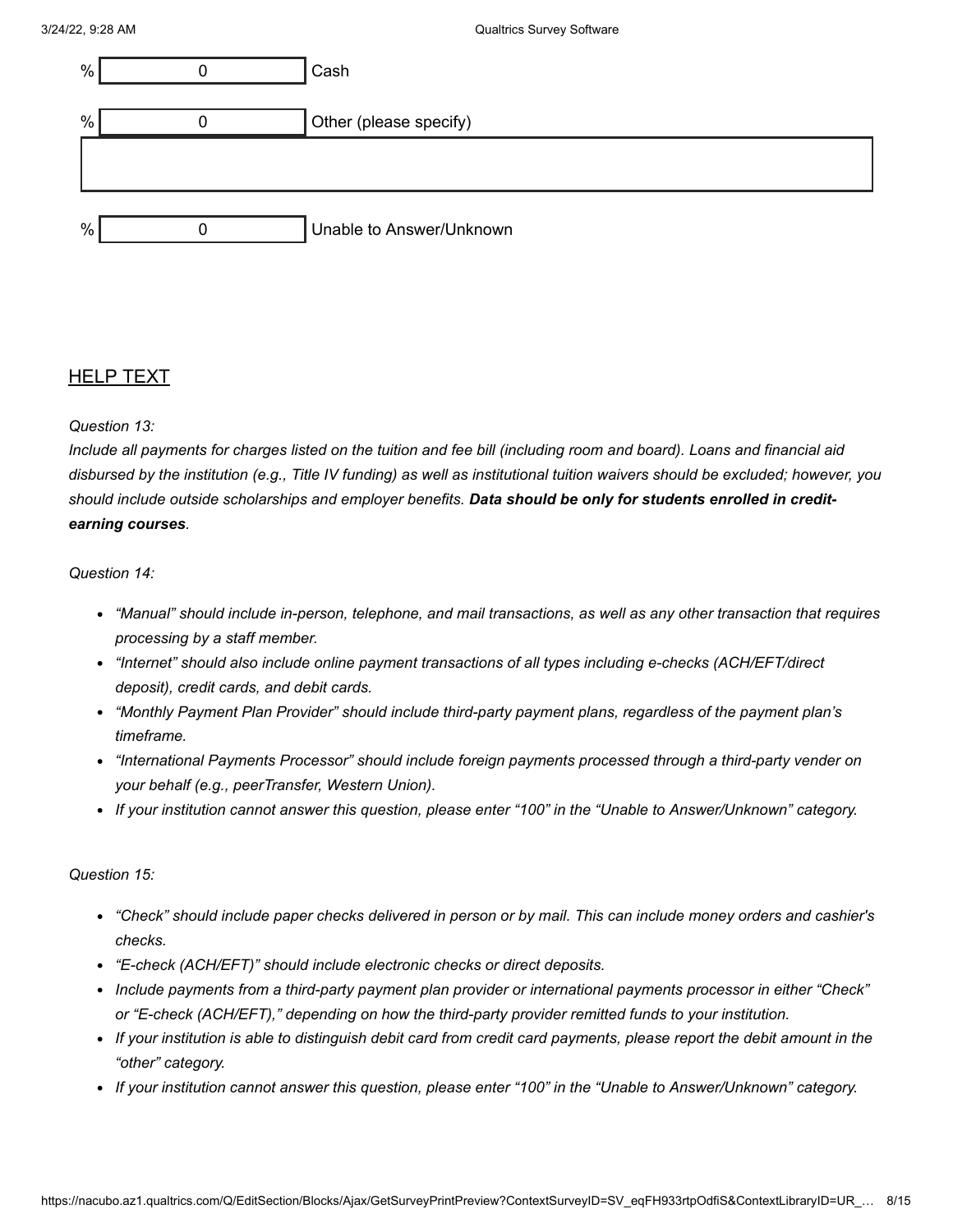| % | | |
|---|---|---|
| % | 0 | Cash |
| % | 0 | Other (please specify) |
| % | 0 | Unable to Answer/Unknown |

## HELP TEXT

*Question 13:*

*Include all payments for charges listed on the tuition and fee bill (including room and board). Loans and financial aid disbursed by the institution (e.g., Title IV funding) as well as institutional tuition waivers should be excluded; however, you should include outside scholarships and employer benefits.* ***Data should be only for students enrolled in credit-earning courses****.*

*Question 14:*

- *"Manual" should include in-person, telephone, and mail transactions, as well as any other transaction that requires processing by a staff member.*
- *"Internet" should also include online payment transactions of all types including e-checks (ACH/EFT/direct deposit), credit cards, and debit cards.*
- *"Monthly Payment Plan Provider" should include third-party payment plans, regardless of the payment plan's timeframe.*
- *"International Payments Processor" should include foreign payments processed through a third-party vender on your behalf (e.g., peerTransfer, Western Union).*
- *If your institution cannot answer this question, please enter "100" in the "Unable to Answer/Unknown" category.*

*Question 15:*

- *"Check" should include paper checks delivered in person or by mail. This can include money orders and cashier's checks.*
- *"E-check (ACH/EFT)" should include electronic checks or direct deposits.*
- *Include payments from a third-party payment plan provider or international payments processor in either "Check" or "E-check (ACH/EFT)," depending on how the third-party provider remitted funds to your institution.*
- *If your institution is able to distinguish debit card from credit card payments, please report the debit amount in the "other" category.*
- *If your institution cannot answer this question, please enter "100" in the "Unable to Answer/Unknown" category.*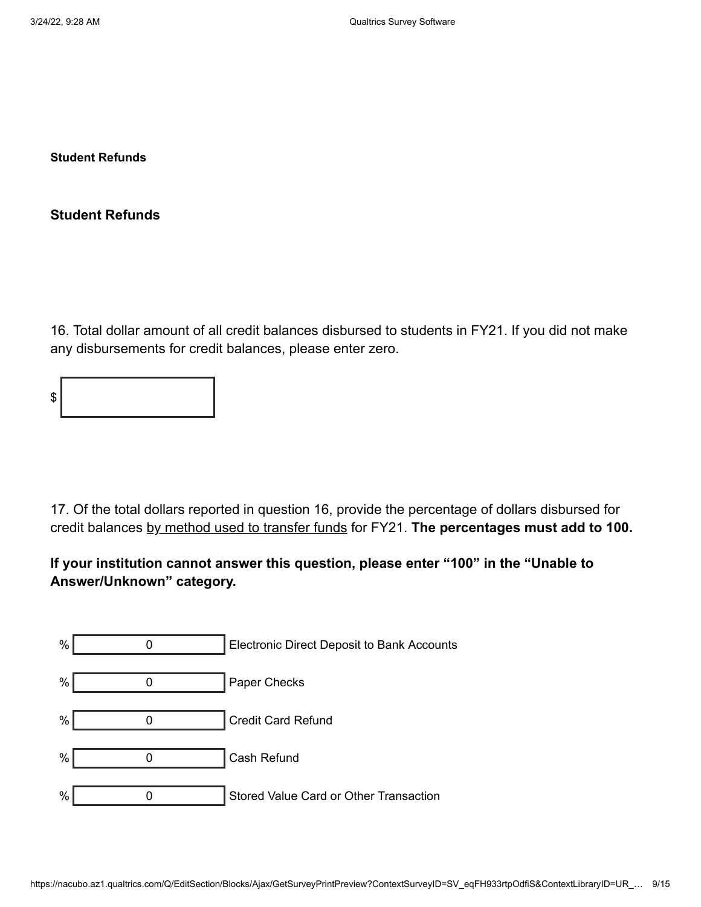**Student Refunds**

## Student Refunds

16. Total dollar amount of all credit balances disbursed to students in FY21. If you did not make any disbursements for credit balances, please enter zero.

$ [ ]

17. Of the total dollars reported in question 16, provide the percentage of dollars disbursed for credit balances by method used to transfer funds for FY21. **The percentages must add to 100.**

**If your institution cannot answer this question, please enter "100" in the "Unable to Answer/Unknown" category.**

% [ 0 ] Electronic Direct Deposit to Bank Accounts

% [ 0 ] Paper Checks

% [ 0 ] Credit Card Refund

% [ 0 ] Cash Refund

% [ 0 ] Stored Value Card or Other Transaction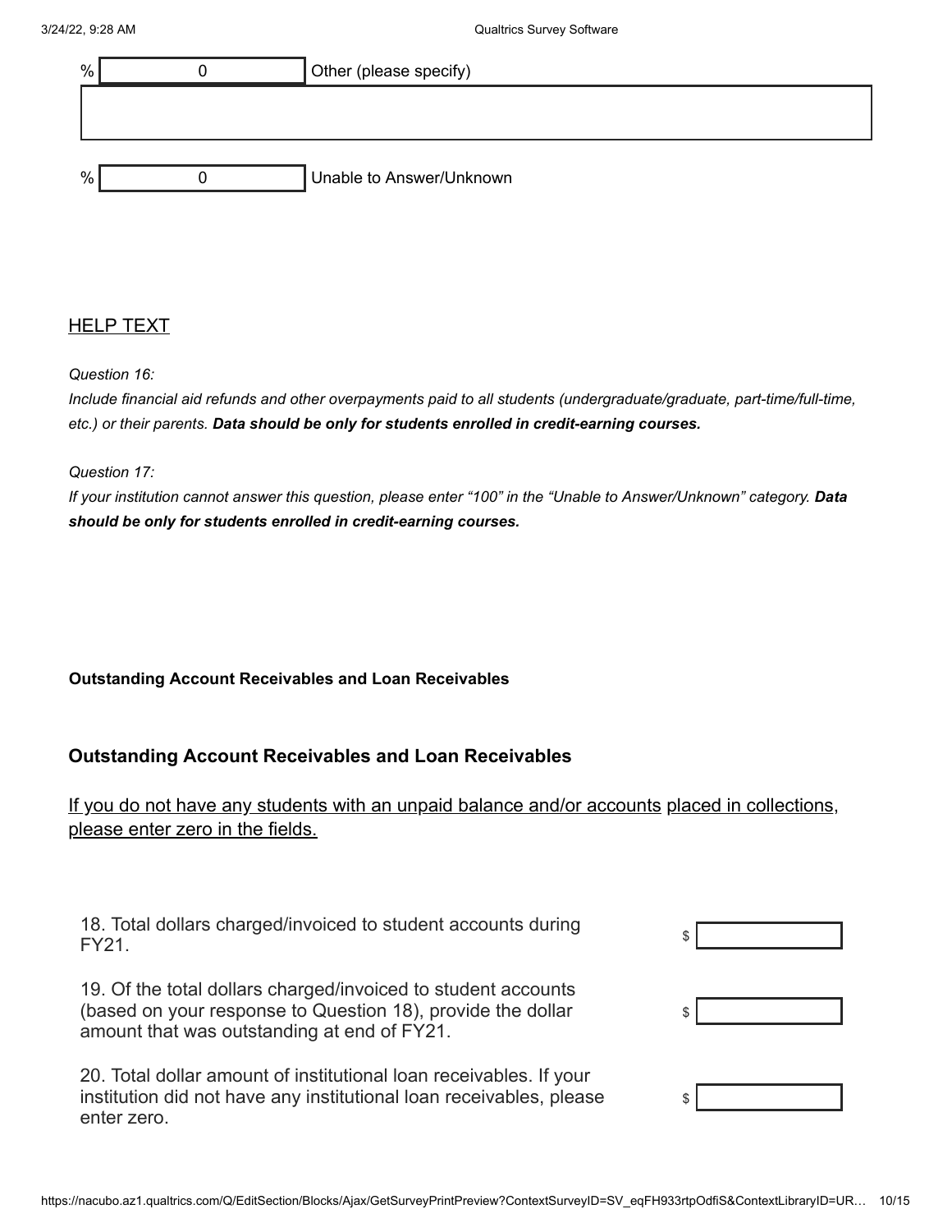| % | 0 | Other (please specify) |
|---|---|---|
| % | 0 | Unable to Answer/Unknown |

HELP TEXT

*Question 16:*
*Include financial aid refunds and other overpayments paid to all students (undergraduate/graduate, part-time/full-time, etc.) or their parents.* ***Data should be only for students enrolled in credit-earning courses.***

*Question 17:*
*If your institution cannot answer this question, please enter "100" in the "Unable to Answer/Unknown" category.* ***Data should be only for students enrolled in credit-earning courses.***

**Outstanding Account Receivables and Loan Receivables**

## Outstanding Account Receivables and Loan Receivables

If you do not have any students with an unpaid balance and/or accounts placed in collections, please enter zero in the fields.

18. Total dollars charged/invoiced to student accounts during FY21. $ ______

19. Of the total dollars charged/invoiced to student accounts (based on your response to Question 18), provide the dollar amount that was outstanding at end of FY21. $ ______

20. Total dollar amount of institutional loan receivables. If your institution did not have any institutional loan receivables, please enter zero. $ ______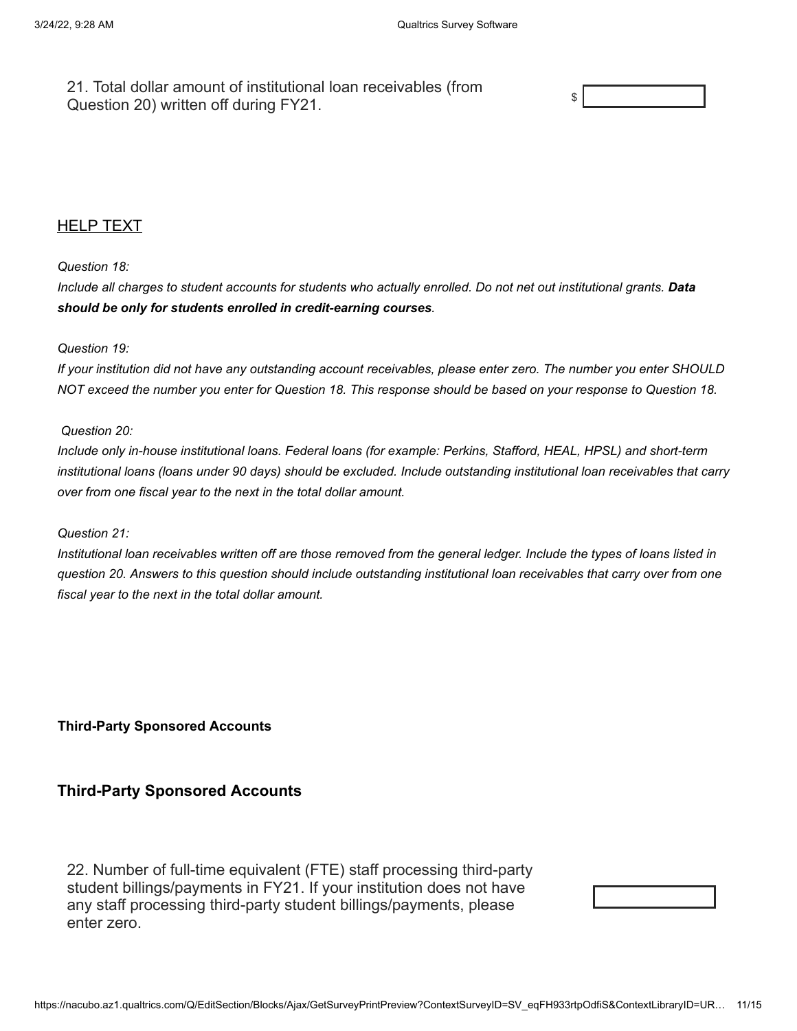21. Total dollar amount of institutional loan receivables (from Question 20) written off during FY21.

$ ____________

HELP TEXT

*Question 18:*
*Include all charges to student accounts for students who actually enrolled. Do not net out institutional grants.* ***Data should be only for students enrolled in credit-earning courses****.*

*Question 19:*
*If your institution did not have any outstanding account receivables, please enter zero. The number you enter SHOULD NOT exceed the number you enter for Question 18. This response should be based on your response to Question 18.*

*Question 20:*
*Include only in-house institutional loans. Federal loans (for example: Perkins, Stafford, HEAL, HPSL) and short-term institutional loans (loans under 90 days) should be excluded. Include outstanding institutional loan receivables that carry over from one fiscal year to the next in the total dollar amount.*

*Question 21:*
*Institutional loan receivables written off are those removed from the general ledger. Include the types of loans listed in question 20. Answers to this question should include outstanding institutional loan receivables that carry over from one fiscal year to the next in the total dollar amount.*

**Third-Party Sponsored Accounts**

## Third-Party Sponsored Accounts

22. Number of full-time equivalent (FTE) staff processing third-party student billings/payments in FY21. If your institution does not have any staff processing third-party student billings/payments, please enter zero.

____________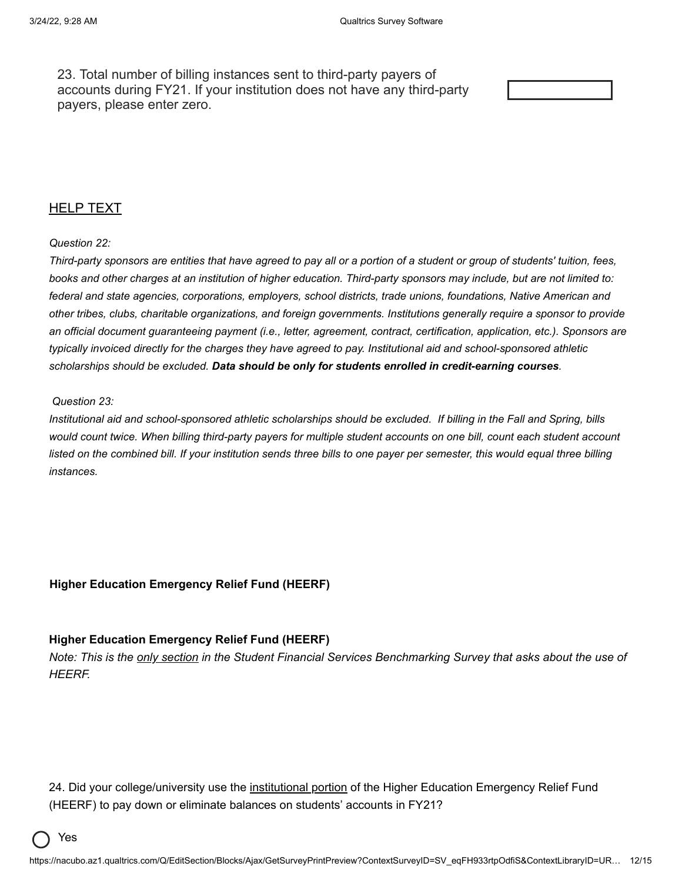23. Total number of billing instances sent to third-party payers of accounts during FY21. If your institution does not have any third-party payers, please enter zero.

<u>HELP TEXT</u>

*Question 22:*

*Third-party sponsors are entities that have agreed to pay all or a portion of a student or group of students' tuition, fees, books and other charges at an institution of higher education. Third-party sponsors may include, but are not limited to: federal and state agencies, corporations, employers, school districts, trade unions, foundations, Native American and other tribes, clubs, charitable organizations, and foreign governments. Institutions generally require a sponsor to provide an official document guaranteeing payment (i.e., letter, agreement, contract, certification, application, etc.). Sponsors are typically invoiced directly for the charges they have agreed to pay. Institutional aid and school-sponsored athletic scholarships should be excluded.* ***Data should be only for students enrolled in credit-earning courses***.

*Question 23:*

*Institutional aid and school-sponsored athletic scholarships should be excluded. If billing in the Fall and Spring, bills would count twice. When billing third-party payers for multiple student accounts on one bill, count each student account listed on the combined bill. If your institution sends three bills to one payer per semester, this would equal three billing instances.*

**Higher Education Emergency Relief Fund (HEERF)**

**Higher Education Emergency Relief Fund (HEERF)**

*Note: This is the <u>only section</u> in the Student Financial Services Benchmarking Survey that asks about the use of HEERF.*

24. Did your college/university use the <u>institutional portion</u> of the Higher Education Emergency Relief Fund (HEERF) to pay down or eliminate balances on students' accounts in FY21?

- ◯ Yes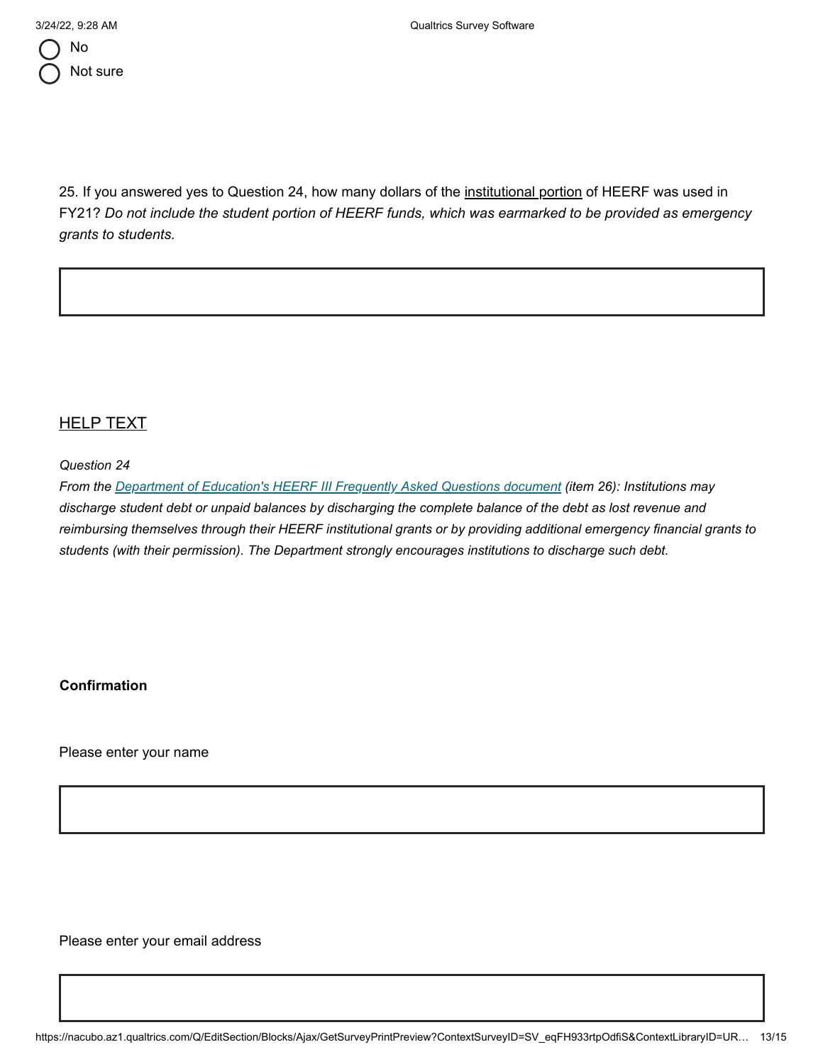- No
- Not sure

25. If you answered yes to Question 24, how many dollars of the institutional portion of HEERF was used in FY21? *Do not include the student portion of HEERF funds, which was earmarked to be provided as emergency grants to students.*

HELP TEXT

*Question 24*

*From the [Department of Education's HEERF III Frequently Asked Questions document](#) (item 26): Institutions may discharge student debt or unpaid balances by discharging the complete balance of the debt as lost revenue and reimbursing themselves through their HEERF institutional grants or by providing additional emergency financial grants to students (with their permission). The Department strongly encourages institutions to discharge such debt.*

**Confirmation**

Please enter your name

Please enter your email address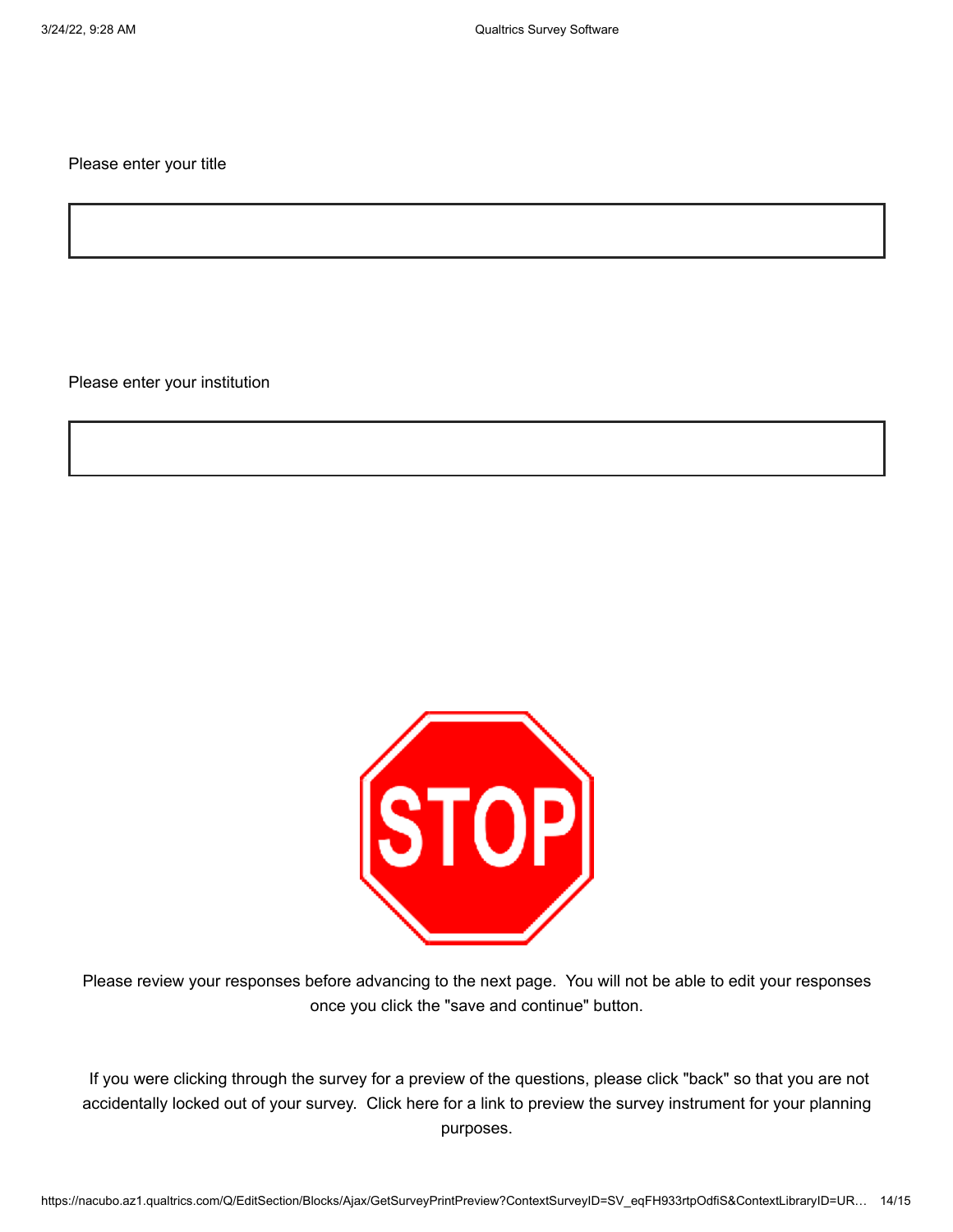Please enter your title

Please enter your institution

STOP

Please review your responses before advancing to the next page. You will not be able to edit your responses once you click the "save and continue" button.

If you were clicking through the survey for a preview of the questions, please click "back" so that you are not accidentally locked out of your survey. Click here for a link to preview the survey instrument for your planning purposes.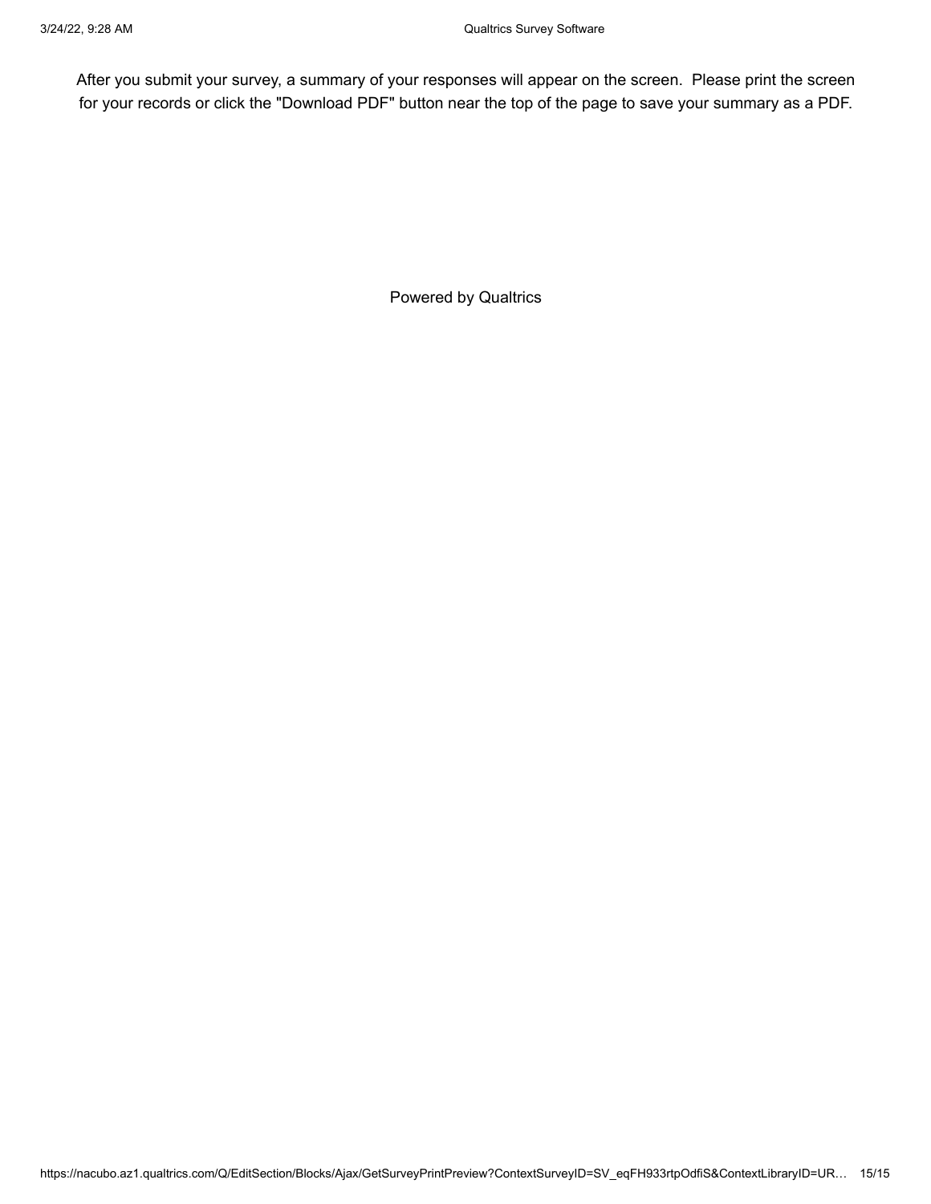After you submit your survey, a summary of your responses will appear on the screen. Please print the screen for your records or click the "Download PDF" button near the top of the page to save your summary as a PDF.

Powered by Qualtrics